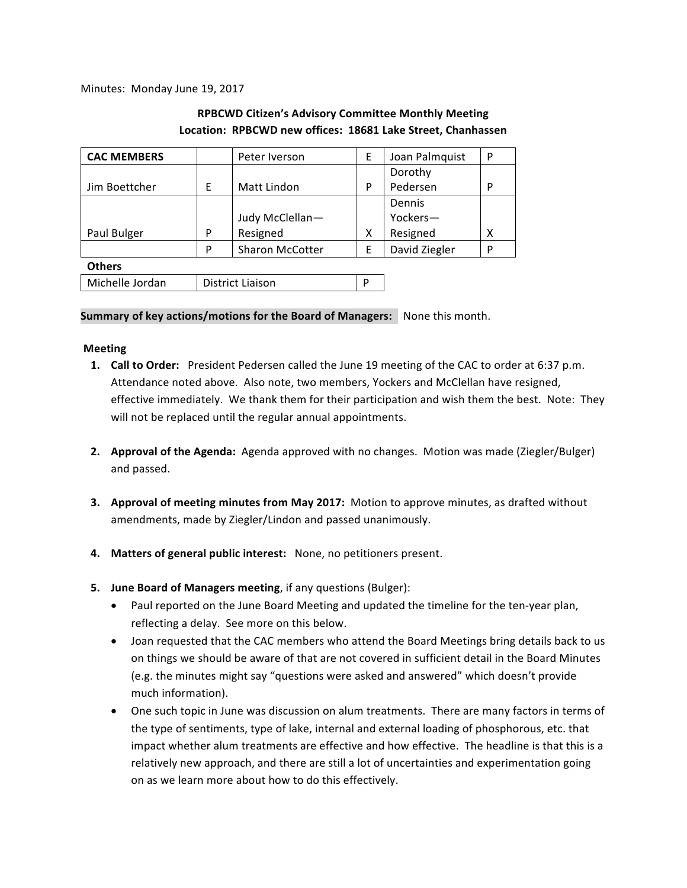Minutes: Monday June 19, 2017

**RPBCWD Citizen's Advisory Committee Monthly Meeting**
**Location: RPBCWD new offices: 18681 Lake Street, Chanhassen**

| CAC MEMBERS | | Peter Iverson | E | Joan Palmquist | P |
|---|---|---|---|---|---|
| Jim Boettcher | E | Matt Lindon | P | Dorothy Pedersen | P |
| Paul Bulger | P | Judy McClellan—Resigned | X | Dennis Yockers—Resigned | X |
| | P | Sharon McCotter | E | David Ziegler | P |

**Others**

| Michelle Jordan | District Liaison | P |
|---|---|---|

**Summary of key actions/motions for the Board of Managers:** None this month.

**Meeting**

1. **Call to Order:** President Pedersen called the June 19 meeting of the CAC to order at 6:37 p.m. Attendance noted above. Also note, two members, Yockers and McClellan have resigned, effective immediately. We thank them for their participation and wish them the best. Note: They will not be replaced until the regular annual appointments.

2. **Approval of the Agenda:** Agenda approved with no changes. Motion was made (Ziegler/Bulger) and passed.

3. **Approval of meeting minutes from May 2017:** Motion to approve minutes, as drafted without amendments, made by Ziegler/Lindon and passed unanimously.

4. **Matters of general public interest:** None, no petitioners present.

5. **June Board of Managers meeting**, if any questions (Bulger):
   - Paul reported on the June Board Meeting and updated the timeline for the ten-year plan, reflecting a delay. See more on this below.
   - Joan requested that the CAC members who attend the Board Meetings bring details back to us on things we should be aware of that are not covered in sufficient detail in the Board Minutes (e.g. the minutes might say "questions were asked and answered" which doesn't provide much information).
   - One such topic in June was discussion on alum treatments. There are many factors in terms of the type of sentiments, type of lake, internal and external loading of phosphorous, etc. that impact whether alum treatments are effective and how effective. The headline is that this is a relatively new approach, and there are still a lot of uncertainties and experimentation going on as we learn more about how to do this effectively.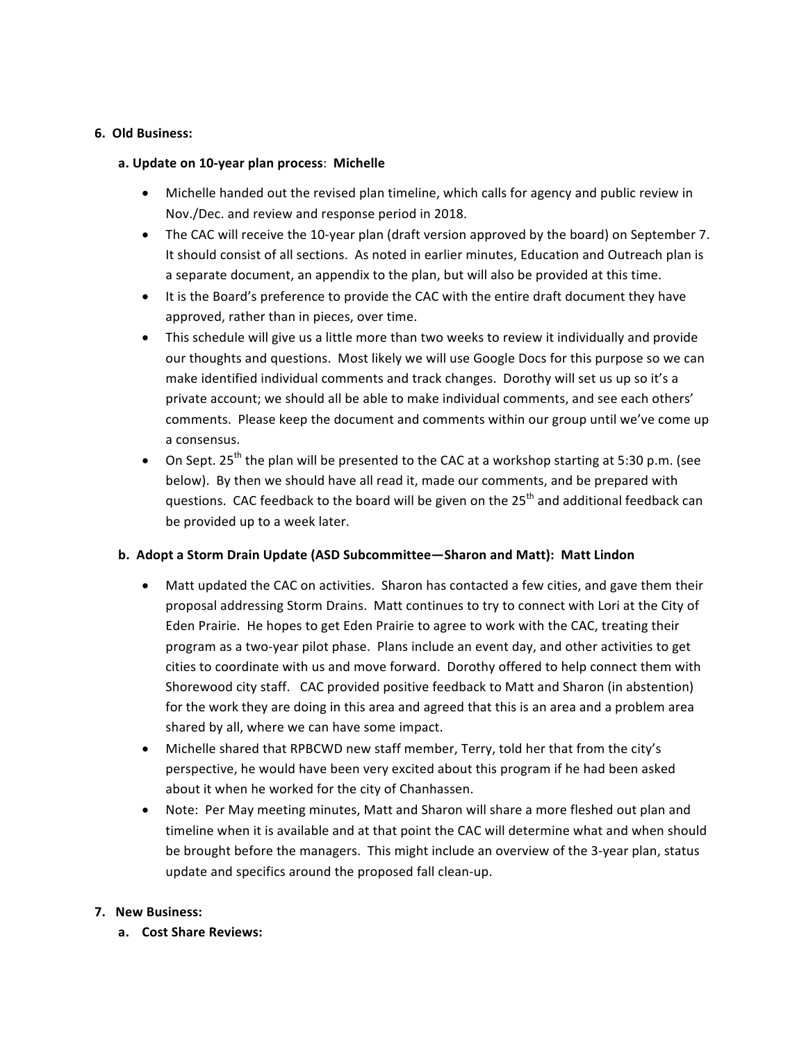**6. Old Business:**

**a. Update on 10-year plan process**: **Michelle**

- Michelle handed out the revised plan timeline, which calls for agency and public review in Nov./Dec. and review and response period in 2018.
- The CAC will receive the 10-year plan (draft version approved by the board) on September 7. It should consist of all sections. As noted in earlier minutes, Education and Outreach plan is a separate document, an appendix to the plan, but will also be provided at this time.
- It is the Board's preference to provide the CAC with the entire draft document they have approved, rather than in pieces, over time.
- This schedule will give us a little more than two weeks to review it individually and provide our thoughts and questions. Most likely we will use Google Docs for this purpose so we can make identified individual comments and track changes. Dorothy will set us up so it's a private account; we should all be able to make individual comments, and see each others' comments. Please keep the document and comments within our group until we've come up a consensus.
- On Sept. 25th the plan will be presented to the CAC at a workshop starting at 5:30 p.m. (see below). By then we should have all read it, made our comments, and be prepared with questions. CAC feedback to the board will be given on the 25th and additional feedback can be provided up to a week later.

**b. Adopt a Storm Drain Update (ASD Subcommittee—Sharon and Matt): Matt Lindon**

- Matt updated the CAC on activities. Sharon has contacted a few cities, and gave them their proposal addressing Storm Drains. Matt continues to try to connect with Lori at the City of Eden Prairie. He hopes to get Eden Prairie to agree to work with the CAC, treating their program as a two-year pilot phase. Plans include an event day, and other activities to get cities to coordinate with us and move forward. Dorothy offered to help connect them with Shorewood city staff. CAC provided positive feedback to Matt and Sharon (in abstention) for the work they are doing in this area and agreed that this is an area and a problem area shared by all, where we can have some impact.
- Michelle shared that RPBCWD new staff member, Terry, told her that from the city's perspective, he would have been very excited about this program if he had been asked about it when he worked for the city of Chanhassen.
- Note: Per May meeting minutes, Matt and Sharon will share a more fleshed out plan and timeline when it is available and at that point the CAC will determine what and when should be brought before the managers. This might include an overview of the 3-year plan, status update and specifics around the proposed fall clean-up.

**7. New Business:**

**a. Cost Share Reviews:**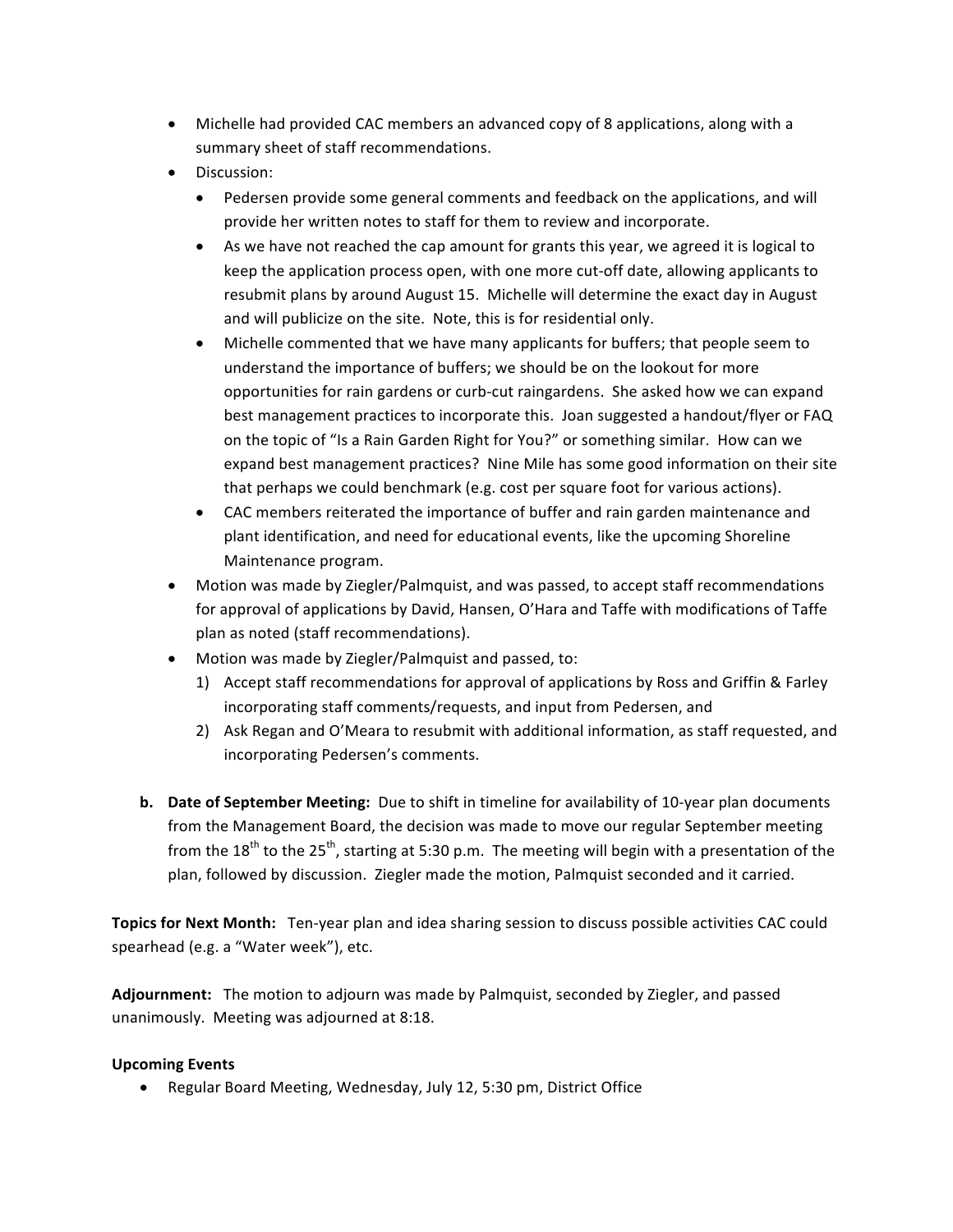- Michelle had provided CAC members an advanced copy of 8 applications, along with a summary sheet of staff recommendations.
- Discussion:
  - Pedersen provide some general comments and feedback on the applications, and will provide her written notes to staff for them to review and incorporate.
  - As we have not reached the cap amount for grants this year, we agreed it is logical to keep the application process open, with one more cut-off date, allowing applicants to resubmit plans by around August 15. Michelle will determine the exact day in August and will publicize on the site. Note, this is for residential only.
  - Michelle commented that we have many applicants for buffers; that people seem to understand the importance of buffers; we should be on the lookout for more opportunities for rain gardens or curb-cut raingardens. She asked how we can expand best management practices to incorporate this. Joan suggested a handout/flyer or FAQ on the topic of "Is a Rain Garden Right for You?" or something similar. How can we expand best management practices? Nine Mile has some good information on their site that perhaps we could benchmark (e.g. cost per square foot for various actions).
  - CAC members reiterated the importance of buffer and rain garden maintenance and plant identification, and need for educational events, like the upcoming Shoreline Maintenance program.
- Motion was made by Ziegler/Palmquist, and was passed, to accept staff recommendations for approval of applications by David, Hansen, O'Hara and Taffe with modifications of Taffe plan as noted (staff recommendations).
- Motion was made by Ziegler/Palmquist and passed, to:
  1) Accept staff recommendations for approval of applications by Ross and Griffin & Farley incorporating staff comments/requests, and input from Pedersen, and
  2) Ask Regan and O'Meara to resubmit with additional information, as staff requested, and incorporating Pedersen's comments.

**b. Date of September Meeting:** Due to shift in timeline for availability of 10-year plan documents from the Management Board, the decision was made to move our regular September meeting from the 18th to the 25th, starting at 5:30 p.m. The meeting will begin with a presentation of the plan, followed by discussion. Ziegler made the motion, Palmquist seconded and it carried.

**Topics for Next Month:** Ten-year plan and idea sharing session to discuss possible activities CAC could spearhead (e.g. a "Water week"), etc.

**Adjournment:** The motion to adjourn was made by Palmquist, seconded by Ziegler, and passed unanimously. Meeting was adjourned at 8:18.

**Upcoming Events**

- Regular Board Meeting, Wednesday, July 12, 5:30 pm, District Office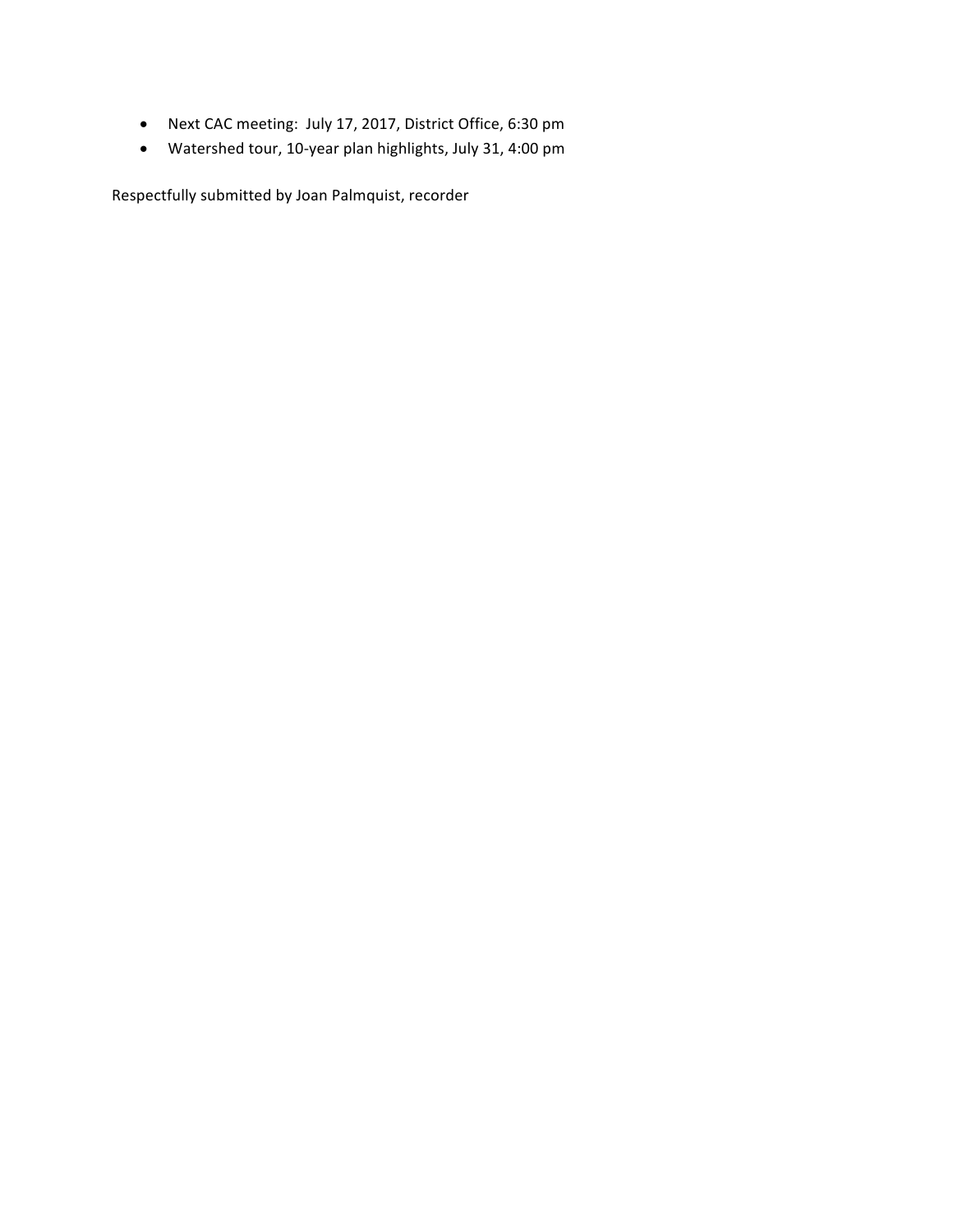- Next CAC meeting: July 17, 2017, District Office, 6:30 pm
- Watershed tour, 10-year plan highlights, July 31, 4:00 pm

Respectfully submitted by Joan Palmquist, recorder